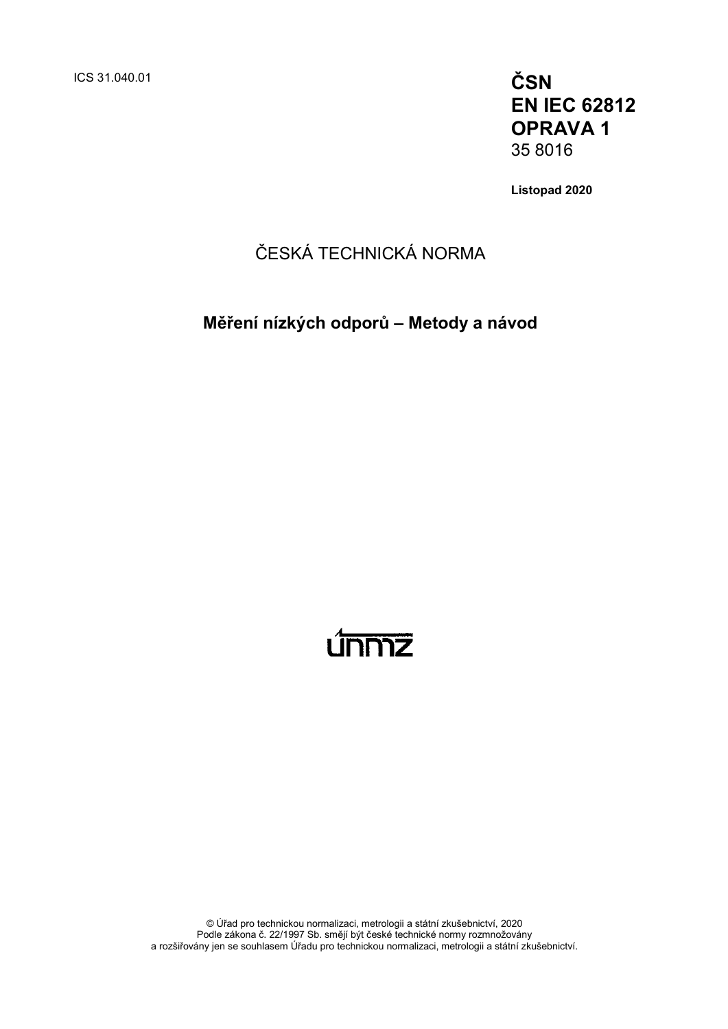ICS 31.040.01

**ČSN**
**EN IEC 62812**
**OPRAVA 1**
35 8016

**Listopad 2020**

ČESKÁ TECHNICKÁ NORMA

# Měření nízkých odporů – Metody a návod

© Úřad pro technickou normalizaci, metrologii a státní zkušebnictví, 2020
Podle zákona č. 22/1997 Sb. smějí být české technické normy rozmnožovány
a rozšiřovány jen se souhlasem Úřadu pro technickou normalizaci, metrologii a státní zkušebnictví.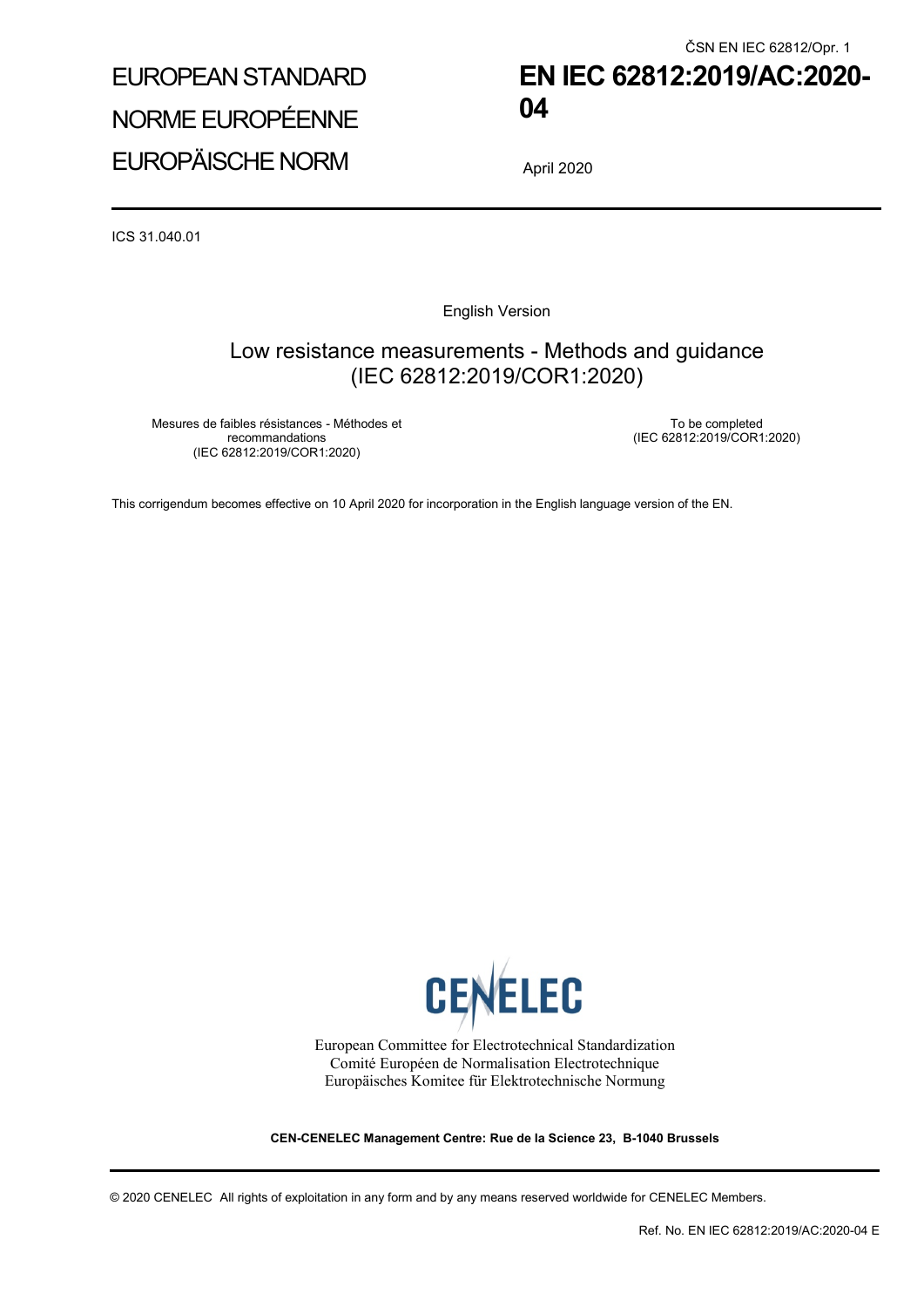ČSN EN IEC 62812/Opr. 1

EUROPEAN STANDARD
NORME EUROPÉENNE
EUROPÄISCHE NORM

# EN IEC 62812:2019/AC:2020-04

April 2020

ICS 31.040.01

English Version

## Low resistance measurements - Methods and guidance (IEC 62812:2019/COR1:2020)

| Mesures de faibles résistances - Méthodes et recommandations (IEC 62812:2019/COR1:2020) | To be completed (IEC 62812:2019/COR1:2020) |
|---|---|

This corrigendum becomes effective on 10 April 2020 for incorporation in the English language version of the EN.

CENELEC

European Committee for Electrotechnical Standardization
Comité Européen de Normalisation Electrotechnique
Europäisches Komitee für Elektrotechnische Normung

**CEN-CENELEC Management Centre: Rue de la Science 23, B-1040 Brussels**

© 2020 CENELEC All rights of exploitation in any form and by any means reserved worldwide for CENELEC Members.

Ref. No. EN IEC 62812:2019/AC:2020-04 E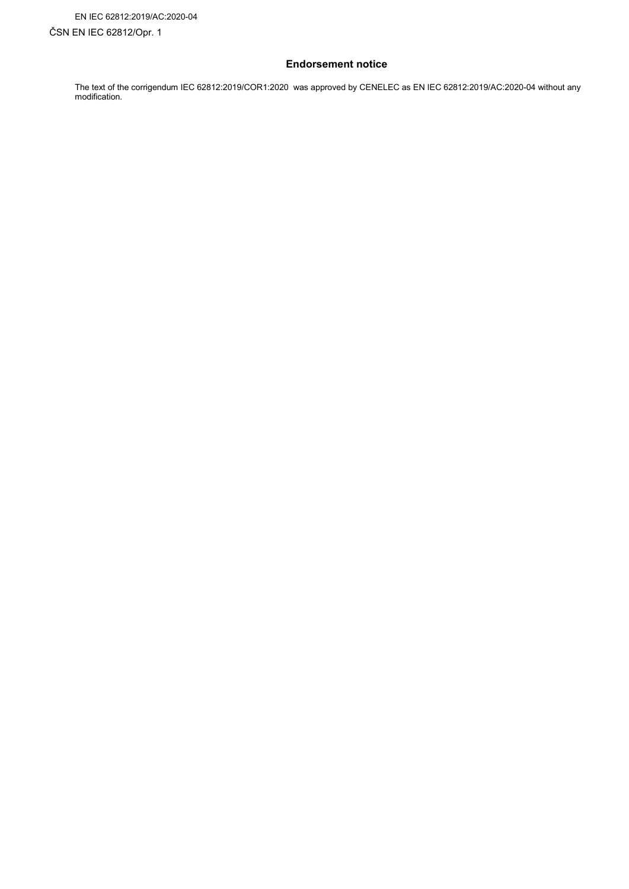## Endorsement notice

The text of the corrigendum IEC 62812:2019/COR1:2020 was approved by CENELEC as EN IEC 62812:2019/AC:2020-04 without any modification.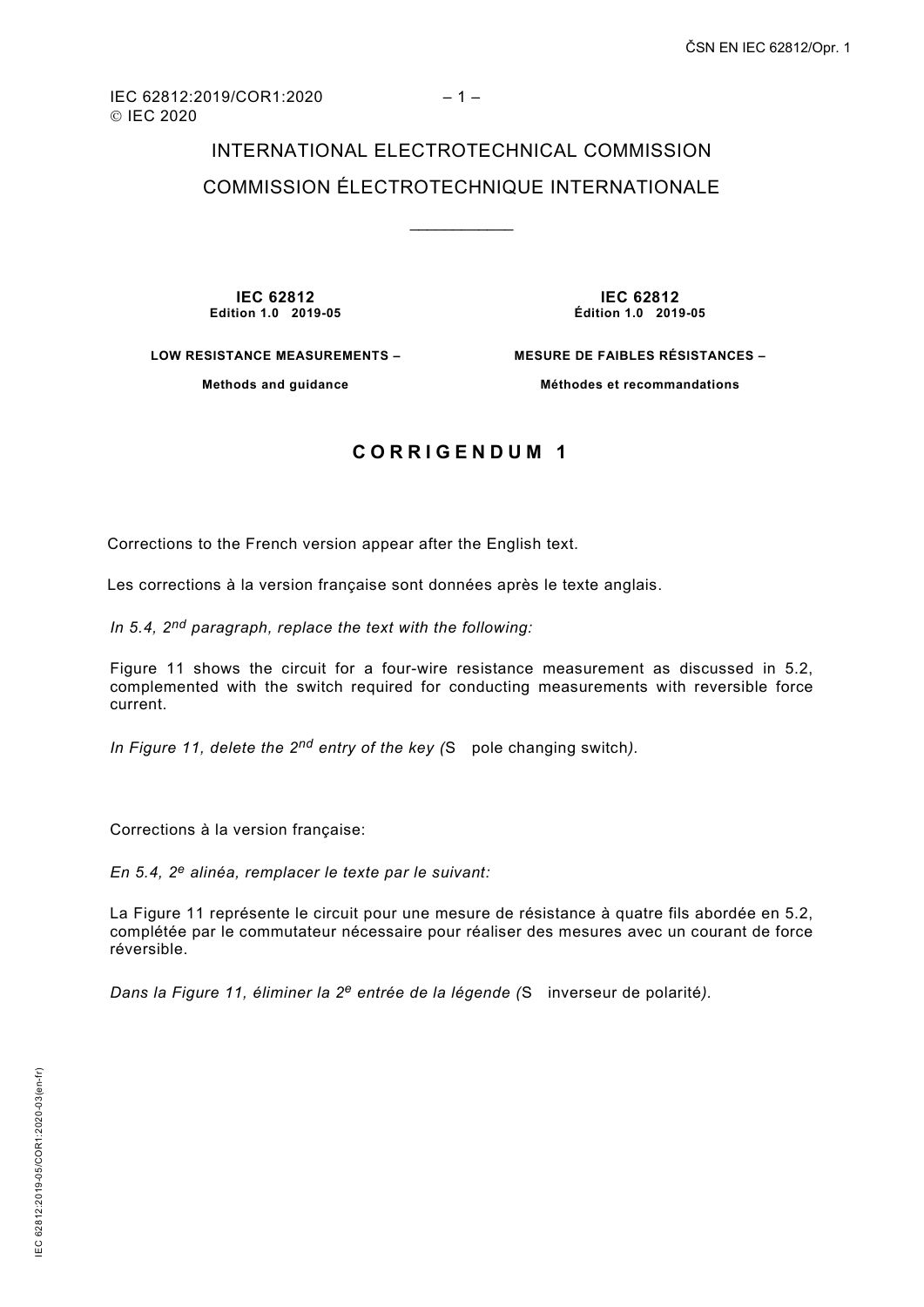IEC 62812:2019/COR1:2020
© IEC 2020

INTERNATIONAL ELECTROTECHNICAL COMMISSION

COMMISSION ÉLECTROTECHNIQUE INTERNATIONALE

____________

| **IEC 62812**<br>**Edition 1.0 2019-05** | **IEC 62812**<br>**Édition 1.0 2019-05** |
|---|---|
| **LOW RESISTANCE MEASUREMENTS –** | **MESURE DE FAIBLES RÉSISTANCES –** |
| **Methods and guidance** | **Méthodes et recommandations** |

## CORRIGENDUM 1

Corrections to the French version appear after the English text.

Les corrections à la version française sont données après le texte anglais.

*In 5.4, 2nd paragraph, replace the text with the following:*

Figure 11 shows the circuit for a four-wire resistance measurement as discussed in 5.2, complemented with the switch required for conducting measurements with reversible force current.

*In Figure 11, delete the 2nd entry of the key (*S pole changing switch*).*

Corrections à la version française:

*En 5.4, 2e alinéa, remplacer le texte par le suivant:*

La Figure 11 représente le circuit pour une mesure de résistance à quatre fils abordée en 5.2, complétée par le commutateur nécessaire pour réaliser des mesures avec un courant de force réversible.

*Dans la Figure 11, éliminer la 2e entrée de la légende (*S inverseur de polarité*).*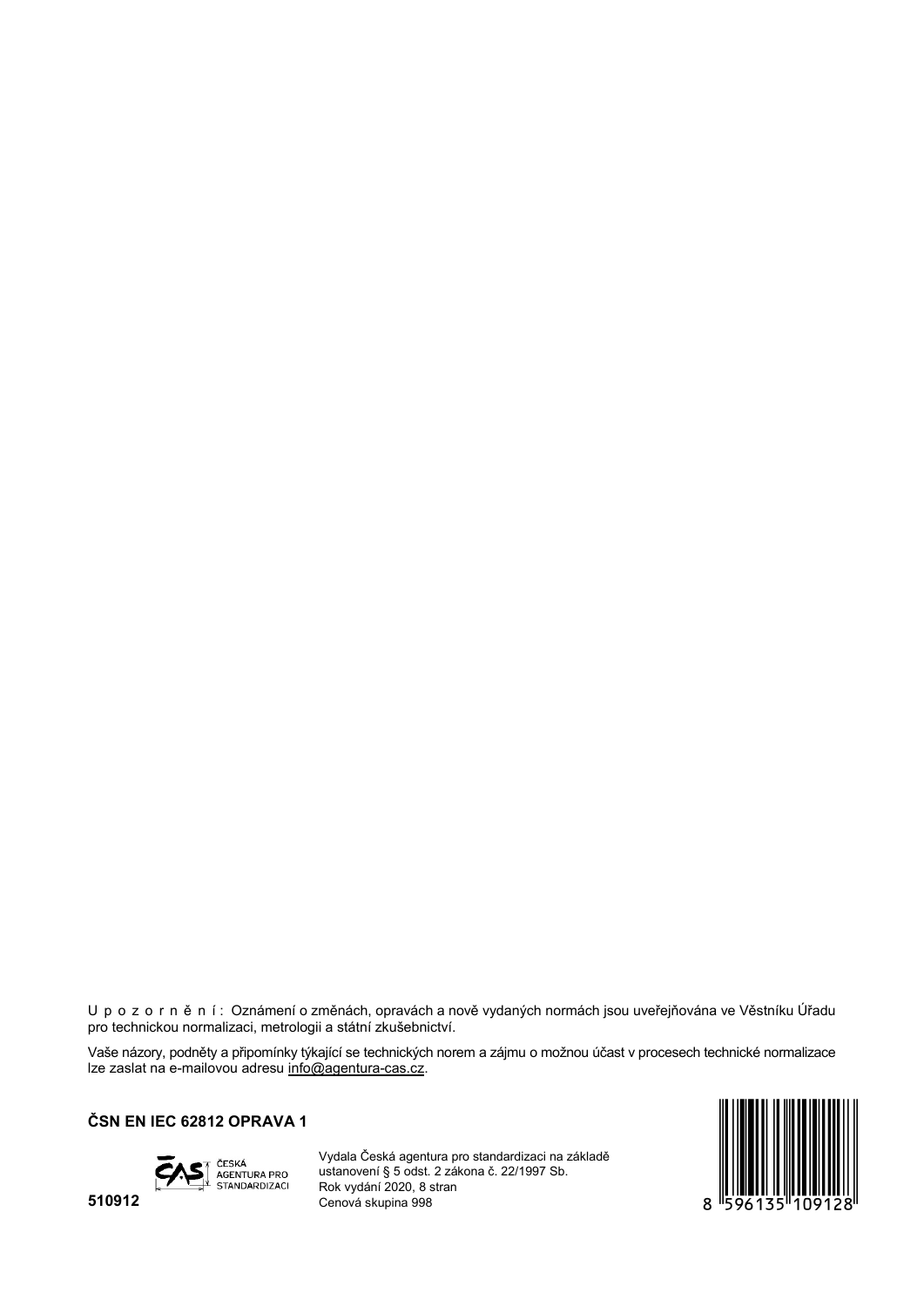U p o z o r n ě n í : Oznámení o změnách, opravách a nově vydaných normách jsou uveřejňována ve Věstníku Úřadu pro technickou normalizaci, metrologii a státní zkušebnictví.

Vaše názory, podněty a připomínky týkající se technických norem a zájmu o možnou účast v procesech technické normalizace lze zaslat na e-mailovou adresu info@agentura-cas.cz.

**ČSN EN IEC 62812 OPRAVA 1**

ČESKÁ AGENTURA PRO STANDARDIZACI

**510912**

Vydala Česká agentura pro standardizaci na základě ustanovení § 5 odst. 2 zákona č. 22/1997 Sb.
Rok vydání 2020, 8 stran
Cenová skupina 998

8 596135 109128